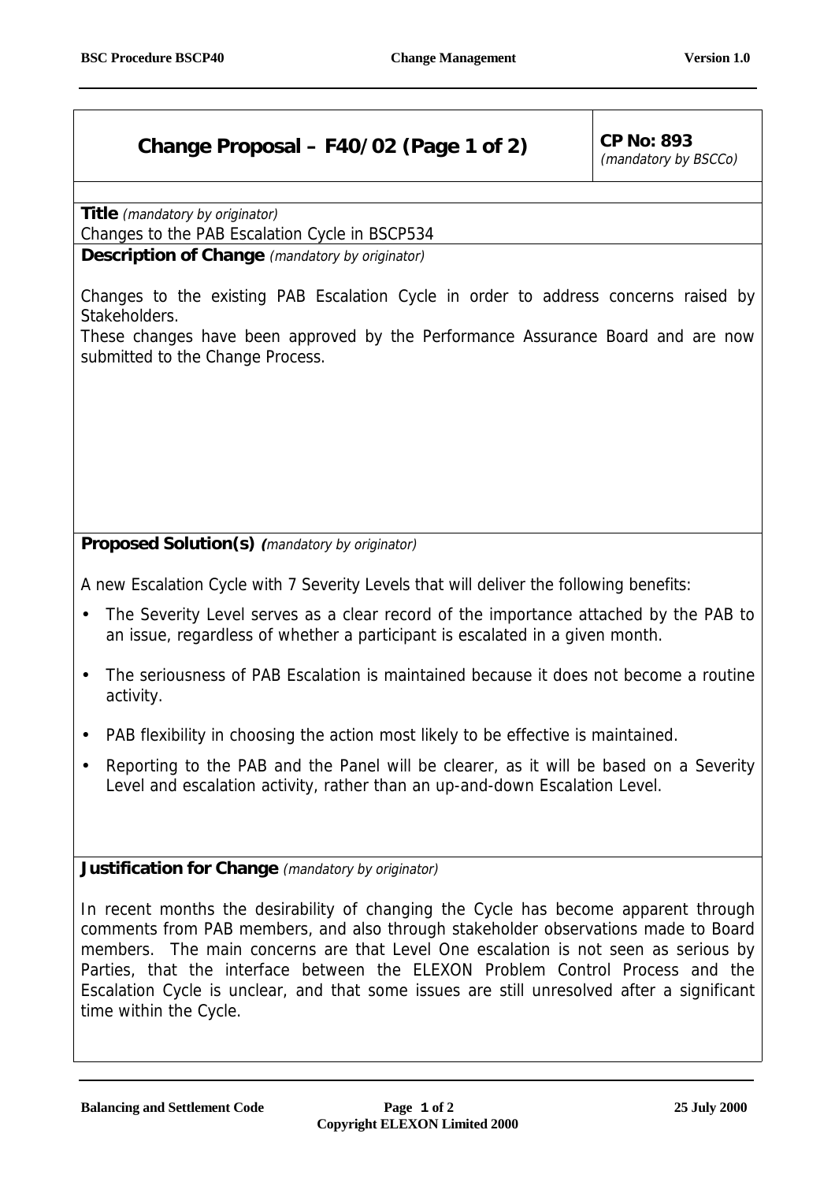## Change Proposal – F40/02 (Page 1 of 2)

**CP No: 893**
*(mandatory by BSCCo)*

**Title** *(mandatory by originator)*

Changes to the PAB Escalation Cycle in BSCP534

**Description of Change** *(mandatory by originator)*

Changes to the existing PAB Escalation Cycle in order to address concerns raised by Stakeholders.

These changes have been approved by the Performance Assurance Board and are now submitted to the Change Process.

**Proposed Solution(s)** *(mandatory by originator)*

A new Escalation Cycle with 7 Severity Levels that will deliver the following benefits:

- The Severity Level serves as a clear record of the importance attached by the PAB to an issue, regardless of whether a participant is escalated in a given month.
- The seriousness of PAB Escalation is maintained because it does not become a routine activity.
- PAB flexibility in choosing the action most likely to be effective is maintained.
- Reporting to the PAB and the Panel will be clearer, as it will be based on a Severity Level and escalation activity, rather than an up-and-down Escalation Level.

**Justification for Change** *(mandatory by originator)*

In recent months the desirability of changing the Cycle has become apparent through comments from PAB members, and also through stakeholder observations made to Board members. The main concerns are that Level One escalation is not seen as serious by Parties, that the interface between the ELEXON Problem Control Process and the Escalation Cycle is unclear, and that some issues are still unresolved after a significant time within the Cycle.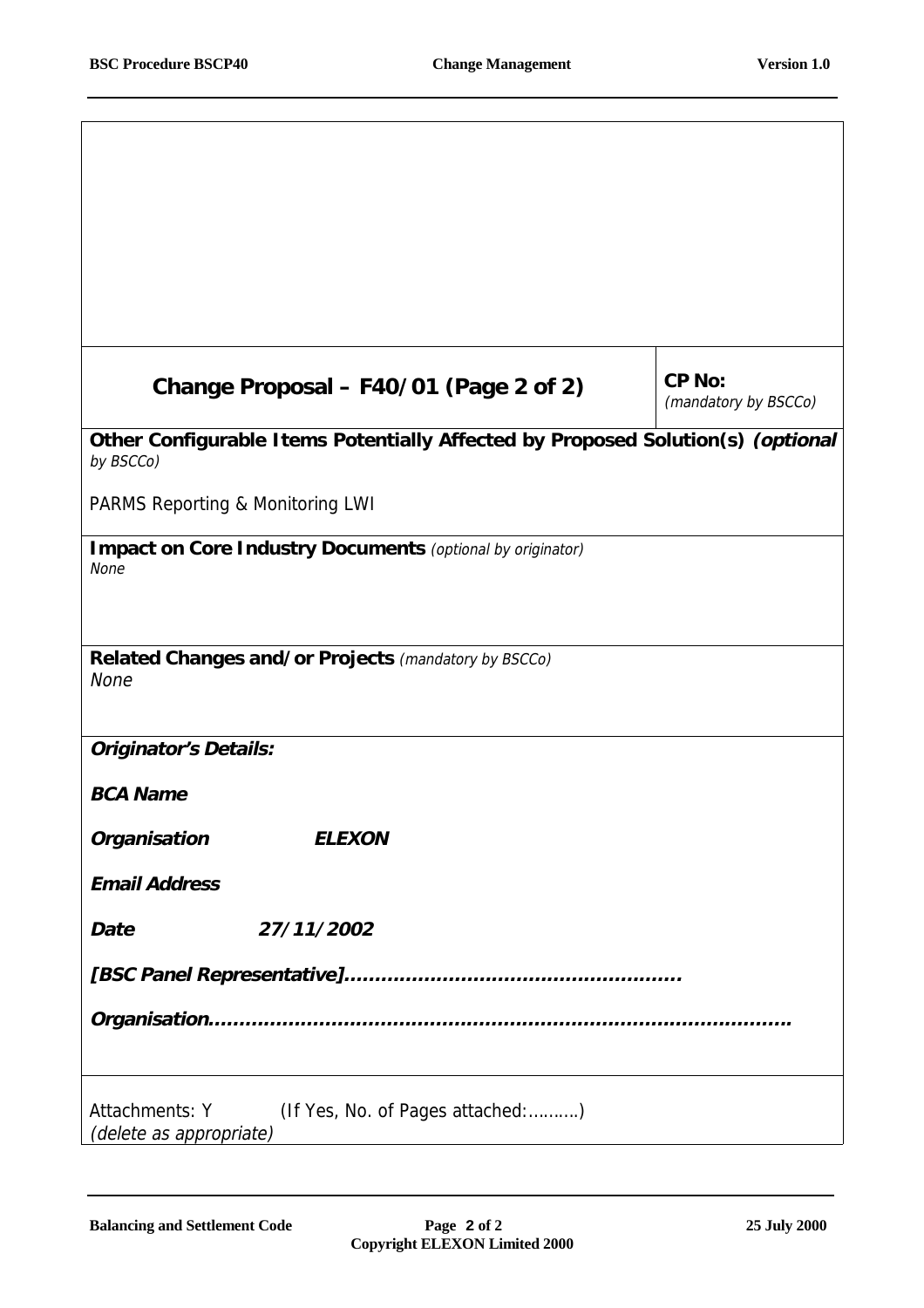| | |
|---|---|
| **Change Proposal – F40/01 (Page 2 of 2)** | **CP No:** *(mandatory by BSCCo)* |

**Other Configurable Items Potentially Affected by Proposed Solution(s)** ***(optional*** *by BSCCo)*

PARMS Reporting & Monitoring LWI

**Impact on Core Industry Documents** *(optional by originator)*
*None*

**Related Changes and/or Projects** *(mandatory by BSCCo)*
*None*

***Originator's Details:***

***BCA Name***

***Organisation ELEXON***

***Email Address***

***Date 27/11/2002***

***[BSC Panel Representative]…………………………………………………***

***Organisation………………………………………………………………………………….***

Attachments: Y (If Yes, No. of Pages attached:……….)
*(delete as appropriate)*